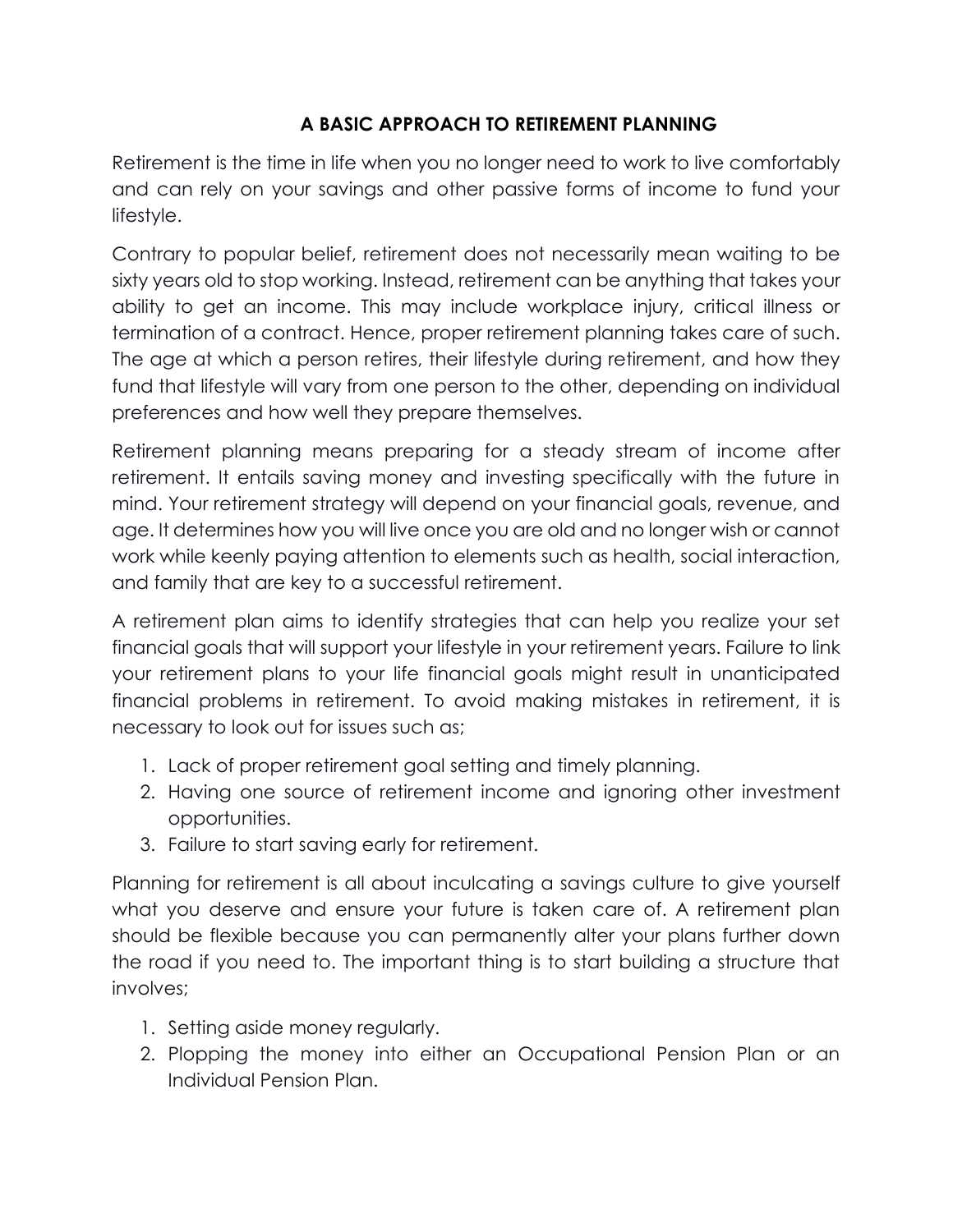# A BASIC APPROACH TO RETIREMENT PLANNING

Retirement is the time in life when you no longer need to work to live comfortably and can rely on your savings and other passive forms of income to fund your lifestyle.

Contrary to popular belief, retirement does not necessarily mean waiting to be sixty years old to stop working. Instead, retirement can be anything that takes your ability to get an income. This may include workplace injury, critical illness or termination of a contract. Hence, proper retirement planning takes care of such. The age at which a person retires, their lifestyle during retirement, and how they fund that lifestyle will vary from one person to the other, depending on individual preferences and how well they prepare themselves.

Retirement planning means preparing for a steady stream of income after retirement. It entails saving money and investing specifically with the future in mind. Your retirement strategy will depend on your financial goals, revenue, and age. It determines how you will live once you are old and no longer wish or cannot work while keenly paying attention to elements such as health, social interaction, and family that are key to a successful retirement.

A retirement plan aims to identify strategies that can help you realize your set financial goals that will support your lifestyle in your retirement years. Failure to link your retirement plans to your life financial goals might result in unanticipated financial problems in retirement. To avoid making mistakes in retirement, it is necessary to look out for issues such as;

1. Lack of proper retirement goal setting and timely planning.
2. Having one source of retirement income and ignoring other investment opportunities.
3. Failure to start saving early for retirement.

Planning for retirement is all about inculcating a savings culture to give yourself what you deserve and ensure your future is taken care of. A retirement plan should be flexible because you can permanently alter your plans further down the road if you need to. The important thing is to start building a structure that involves;

1. Setting aside money regularly.
2. Plopping the money into either an Occupational Pension Plan or an Individual Pension Plan.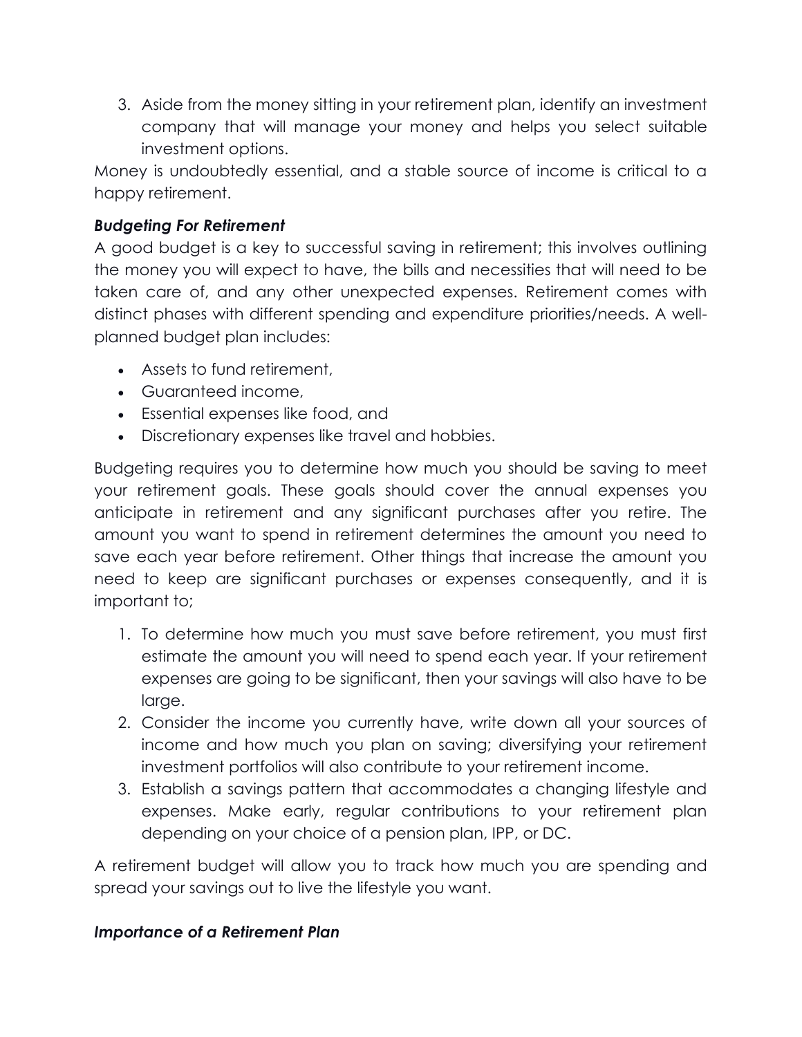3. Aside from the money sitting in your retirement plan, identify an investment company that will manage your money and helps you select suitable investment options.

Money is undoubtedly essential, and a stable source of income is critical to a happy retirement.

### *Budgeting For Retirement*

A good budget is a key to successful saving in retirement; this involves outlining the money you will expect to have, the bills and necessities that will need to be taken care of, and any other unexpected expenses. Retirement comes with distinct phases with different spending and expenditure priorities/needs. A well-planned budget plan includes:

- Assets to fund retirement,
- Guaranteed income,
- Essential expenses like food, and
- Discretionary expenses like travel and hobbies.

Budgeting requires you to determine how much you should be saving to meet your retirement goals. These goals should cover the annual expenses you anticipate in retirement and any significant purchases after you retire. The amount you want to spend in retirement determines the amount you need to save each year before retirement. Other things that increase the amount you need to keep are significant purchases or expenses consequently, and it is important to;

1. To determine how much you must save before retirement, you must first estimate the amount you will need to spend each year. If your retirement expenses are going to be significant, then your savings will also have to be large.
2. Consider the income you currently have, write down all your sources of income and how much you plan on saving; diversifying your retirement investment portfolios will also contribute to your retirement income.
3. Establish a savings pattern that accommodates a changing lifestyle and expenses. Make early, regular contributions to your retirement plan depending on your choice of a pension plan, IPP, or DC.

A retirement budget will allow you to track how much you are spending and spread your savings out to live the lifestyle you want.

### *Importance of a Retirement Plan*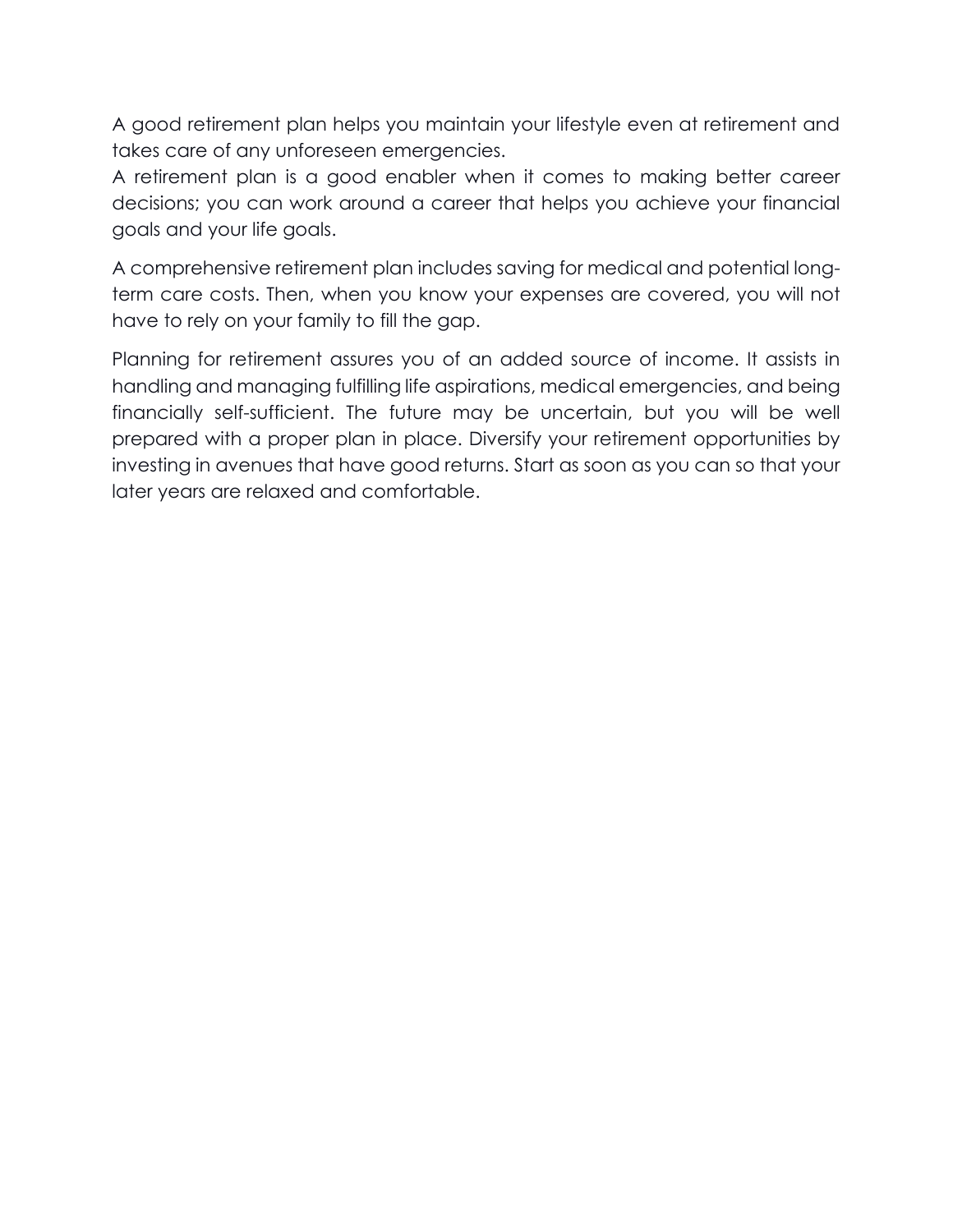A good retirement plan helps you maintain your lifestyle even at retirement and takes care of any unforeseen emergencies.

A retirement plan is a good enabler when it comes to making better career decisions; you can work around a career that helps you achieve your financial goals and your life goals.

A comprehensive retirement plan includes saving for medical and potential long-term care costs. Then, when you know your expenses are covered, you will not have to rely on your family to fill the gap.

Planning for retirement assures you of an added source of income. It assists in handling and managing fulfilling life aspirations, medical emergencies, and being financially self-sufficient. The future may be uncertain, but you will be well prepared with a proper plan in place. Diversify your retirement opportunities by investing in avenues that have good returns. Start as soon as you can so that your later years are relaxed and comfortable.